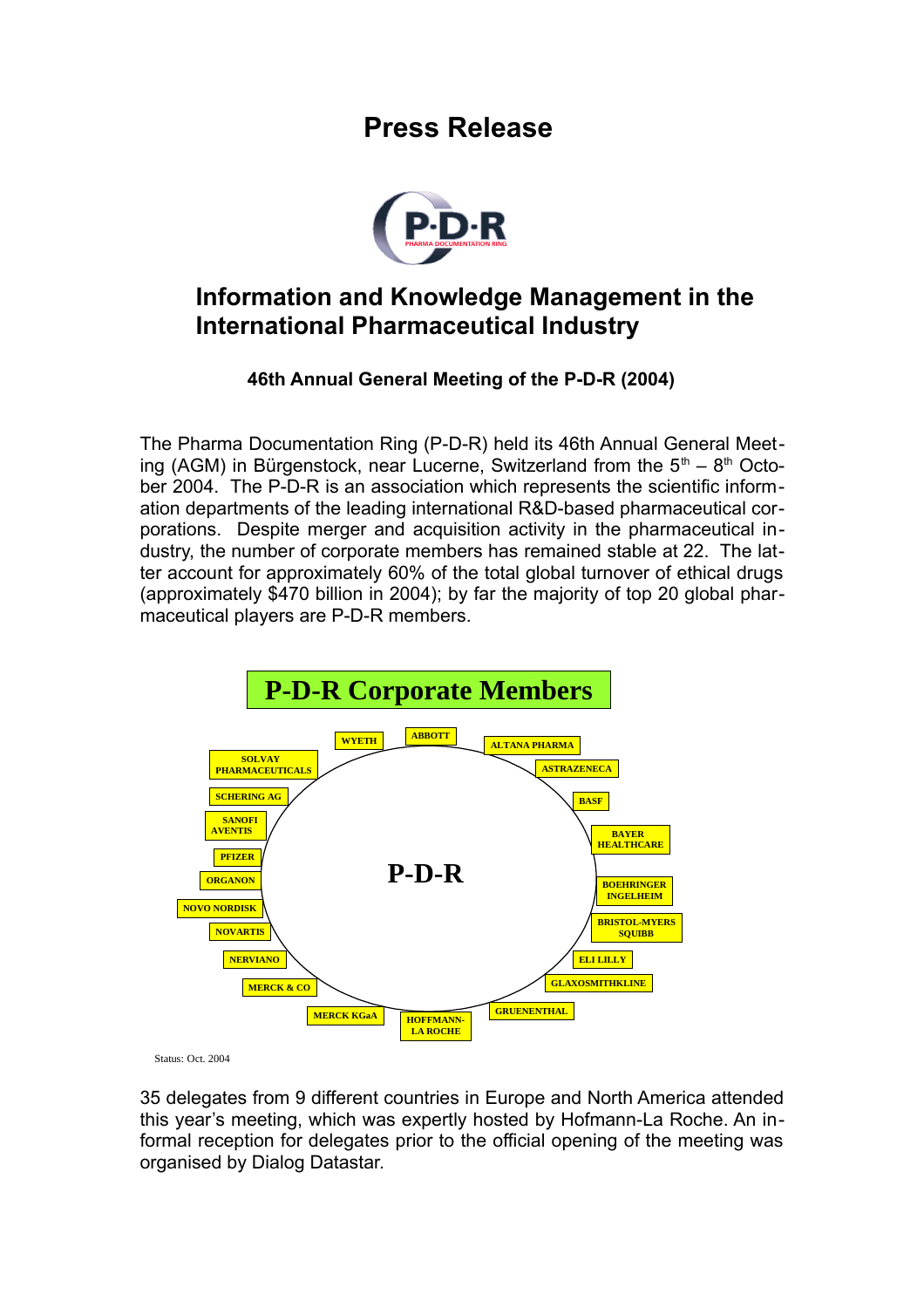# Press Release

P-D-R
PHARMA DOCUMENTATION RING

## Information and Knowledge Management in the International Pharmaceutical Industry

### 46th Annual General Meeting of the P-D-R (2004)

The Pharma Documentation Ring (P-D-R) held its 46th Annual General Meeting (AGM) in Bürgenstock, near Lucerne, Switzerland from the 5th – 8th October 2004. The P-D-R is an association which represents the scientific information departments of the leading international R&D-based pharmaceutical corporations. Despite merger and acquisition activity in the pharmaceutical industry, the number of corporate members has remained stable at 22. The latter account for approximately 60% of the total global turnover of ethical drugs (approximately \$470 billion in 2004); by far the majority of top 20 global pharmaceutical players are P-D-R members.

**P-D-R Corporate Members**

P-D-R

- ABBOTT
- ALTANA PHARMA
- ASTRAZENECA
- BASF
- BAYER HEALTHCARE
- BOEHRINGER INGELHEIM
- BRISTOL-MYERS SQUIBB
- ELI LILLY
- GLAXOSMITHKLINE
- GRUENENTHAL
- HOFFMANN-LA ROCHE
- MERCK KGaA
- MERCK & CO
- NERVIANO
- NOVARTIS
- NOVO NORDISK
- ORGANON
- PFIZER
- SANOFI AVENTIS
- SCHERING AG
- SOLVAY PHARMACEUTICALS
- WYETH

Status: Oct. 2004

35 delegates from 9 different countries in Europe and North America attended this year's meeting, which was expertly hosted by Hofmann-La Roche. An informal reception for delegates prior to the official opening of the meeting was organised by Dialog Datastar.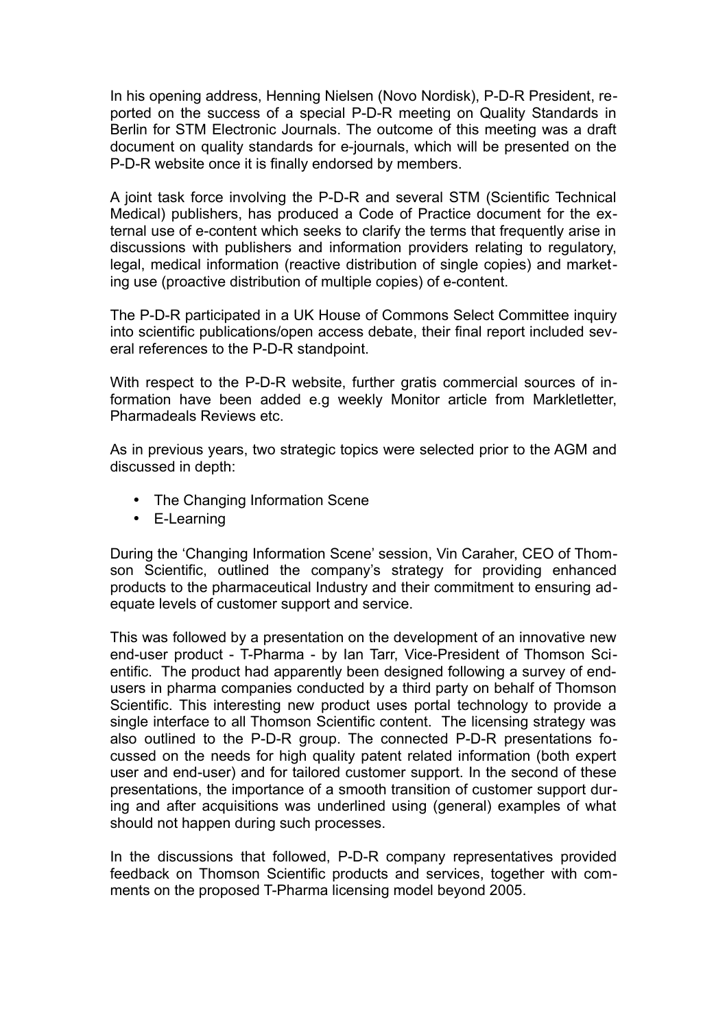In his opening address, Henning Nielsen (Novo Nordisk), P-D-R President, reported on the success of a special P-D-R meeting on Quality Standards in Berlin for STM Electronic Journals. The outcome of this meeting was a draft document on quality standards for e-journals, which will be presented on the P-D-R website once it is finally endorsed by members.

A joint task force involving the P-D-R and several STM (Scientific Technical Medical) publishers, has produced a Code of Practice document for the external use of e-content which seeks to clarify the terms that frequently arise in discussions with publishers and information providers relating to regulatory, legal, medical information (reactive distribution of single copies) and marketing use (proactive distribution of multiple copies) of e-content.

The P-D-R participated in a UK House of Commons Select Committee inquiry into scientific publications/open access debate, their final report included several references to the P-D-R standpoint.

With respect to the P-D-R website, further gratis commercial sources of information have been added e.g weekly Monitor article from Markletletter, Pharmadeals Reviews etc.

As in previous years, two strategic topics were selected prior to the AGM and discussed in depth:

- The Changing Information Scene
- E-Learning

During the 'Changing Information Scene' session, Vin Caraher, CEO of Thomson Scientific, outlined the company's strategy for providing enhanced products to the pharmaceutical Industry and their commitment to ensuring adequate levels of customer support and service.

This was followed by a presentation on the development of an innovative new end-user product - T-Pharma - by Ian Tarr, Vice-President of Thomson Scientific. The product had apparently been designed following a survey of end-users in pharma companies conducted by a third party on behalf of Thomson Scientific. This interesting new product uses portal technology to provide a single interface to all Thomson Scientific content. The licensing strategy was also outlined to the P-D-R group. The connected P-D-R presentations focussed on the needs for high quality patent related information (both expert user and end-user) and for tailored customer support. In the second of these presentations, the importance of a smooth transition of customer support during and after acquisitions was underlined using (general) examples of what should not happen during such processes.

In the discussions that followed, P-D-R company representatives provided feedback on Thomson Scientific products and services, together with comments on the proposed T-Pharma licensing model beyond 2005.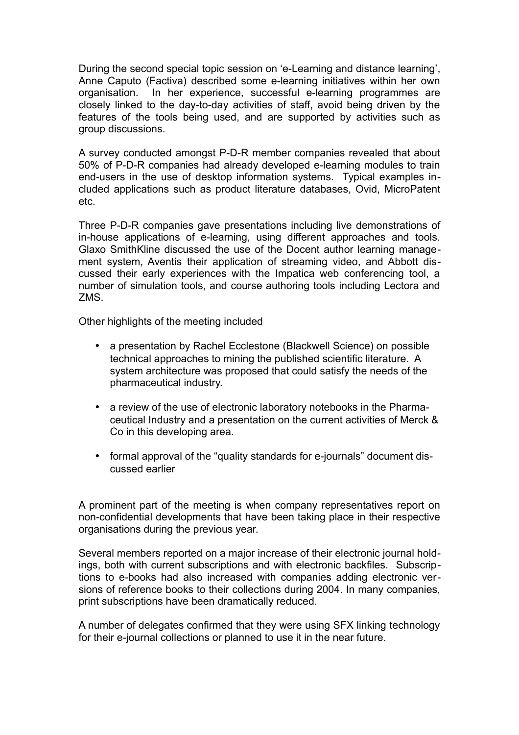During the second special topic session on 'e-Learning and distance learning', Anne Caputo (Factiva) described some e-learning initiatives within her own organisation. In her experience, successful e-learning programmes are closely linked to the day-to-day activities of staff, avoid being driven by the features of the tools being used, and are supported by activities such as group discussions.

A survey conducted amongst P-D-R member companies revealed that about 50% of P-D-R companies had already developed e-learning modules to train end-users in the use of desktop information systems. Typical examples included applications such as product literature databases, Ovid, MicroPatent etc.

Three P-D-R companies gave presentations including live demonstrations of in-house applications of e-learning, using different approaches and tools. Glaxo SmithKline discussed the use of the Docent author learning management system, Aventis their application of streaming video, and Abbott discussed their early experiences with the Impatica web conferencing tool, a number of simulation tools, and course authoring tools including Lectora and ZMS.

Other highlights of the meeting included

- a presentation by Rachel Ecclestone (Blackwell Science) on possible technical approaches to mining the published scientific literature. A system architecture was proposed that could satisfy the needs of the pharmaceutical industry.
- a review of the use of electronic laboratory notebooks in the Pharmaceutical Industry and a presentation on the current activities of Merck & Co in this developing area.
- formal approval of the "quality standards for e-journals" document discussed earlier

A prominent part of the meeting is when company representatives report on non-confidential developments that have been taking place in their respective organisations during the previous year.

Several members reported on a major increase of their electronic journal holdings, both with current subscriptions and with electronic backfiles. Subscriptions to e-books had also increased with companies adding electronic versions of reference books to their collections during 2004. In many companies, print subscriptions have been dramatically reduced.

A number of delegates confirmed that they were using SFX linking technology for their e-journal collections or planned to use it in the near future.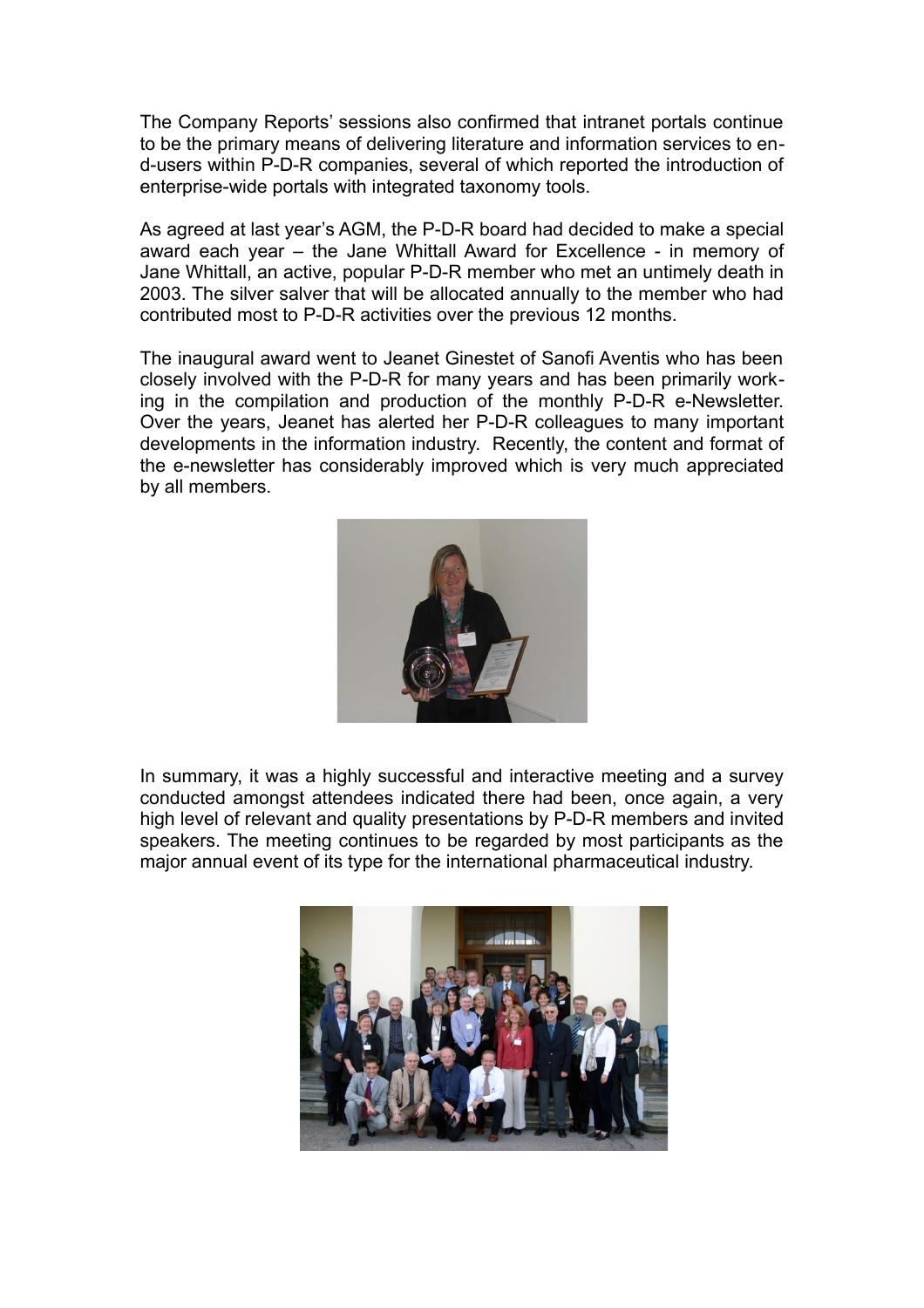The Company Reports' sessions also confirmed that intranet portals continue to be the primary means of delivering literature and information services to end-users within P-D-R companies, several of which reported the introduction of enterprise-wide portals with integrated taxonomy tools.

As agreed at last year's AGM, the P-D-R board had decided to make a special award each year – the Jane Whittall Award for Excellence - in memory of Jane Whittall, an active, popular P-D-R member who met an untimely death in 2003. The silver salver that will be allocated annually to the member who had contributed most to P-D-R activities over the previous 12 months.

The inaugural award went to Jeanet Ginestet of Sanofi Aventis who has been closely involved with the P-D-R for many years and has been primarily working in the compilation and production of the monthly P-D-R e-Newsletter. Over the years, Jeanet has alerted her P-D-R colleagues to many important developments in the information industry. Recently, the content and format of the e-newsletter has considerably improved which is very much appreciated by all members.

In summary, it was a highly successful and interactive meeting and a survey conducted amongst attendees indicated there had been, once again, a very high level of relevant and quality presentations by P-D-R members and invited speakers. The meeting continues to be regarded by most participants as the major annual event of its type for the international pharmaceutical industry.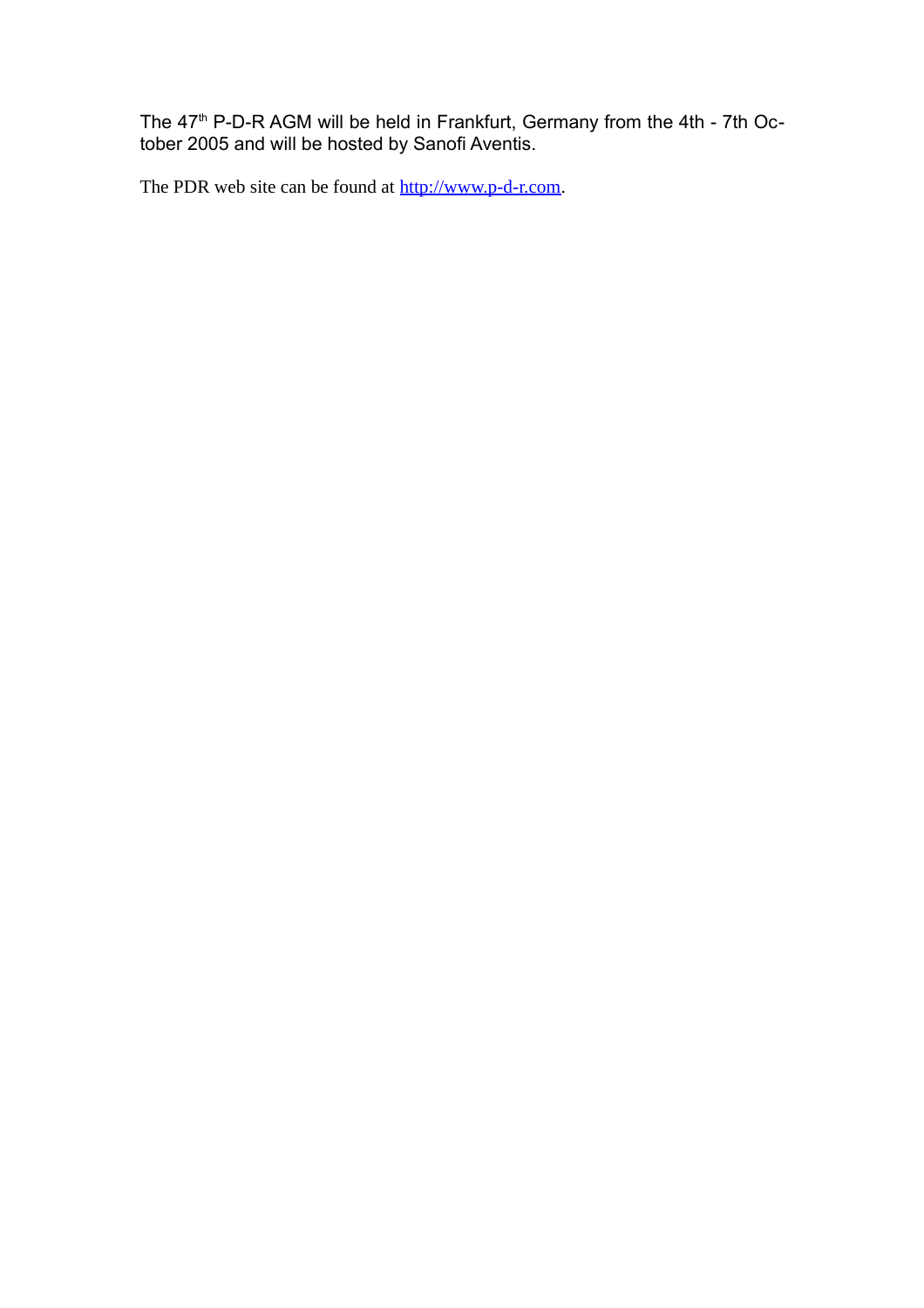The 47th P-D-R AGM will be held in Frankfurt, Germany from the 4th - 7th October 2005 and will be hosted by Sanofi Aventis.

The PDR web site can be found at http://www.p-d-r.com.